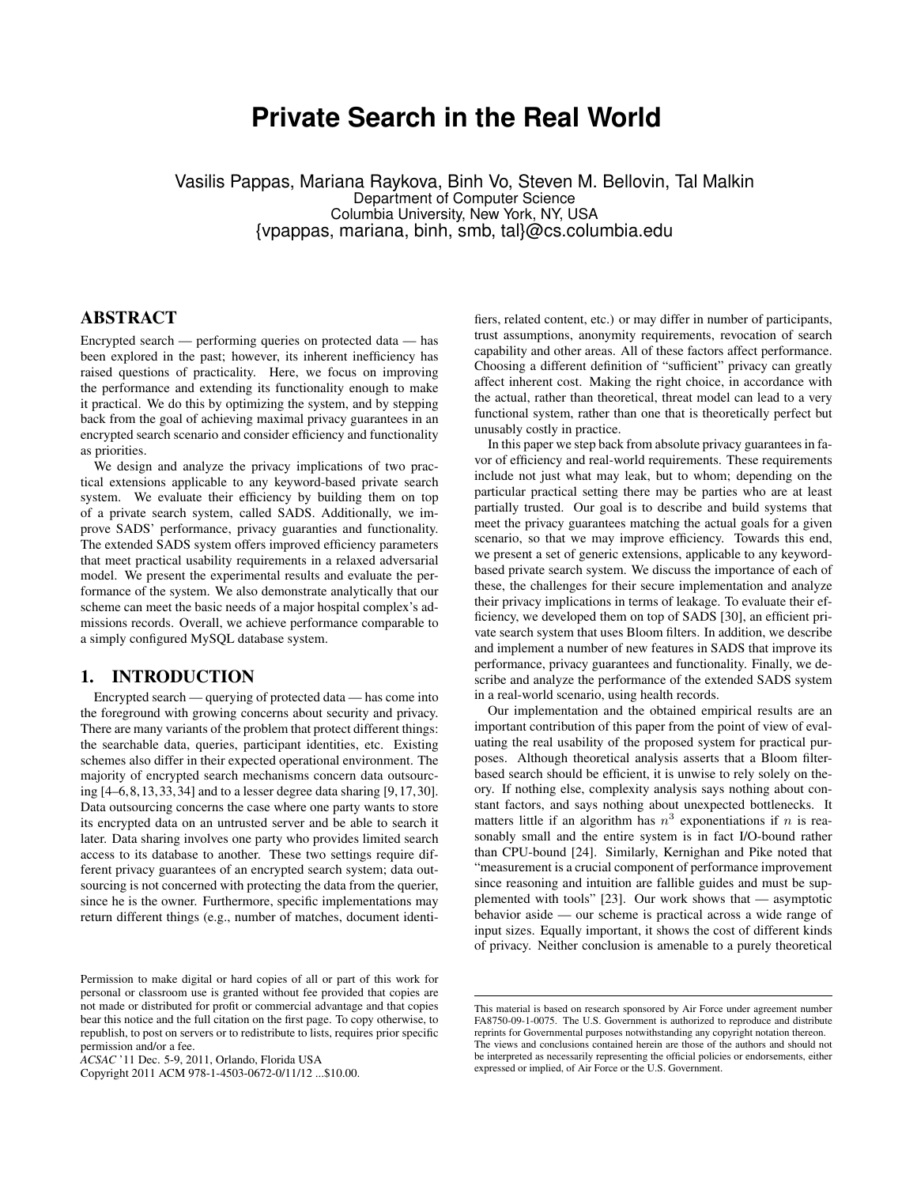# Private Search in the Real World

Vasilis Pappas, Mariana Raykova, Binh Vo, Steven M. Bellovin, Tal Malkin
Department of Computer Science
Columbia University, New York, NY, USA
{vpappas, mariana, binh, smb, tal}@cs.columbia.edu

## ABSTRACT

Encrypted search — performing queries on protected data — has been explored in the past; however, its inherent inefficiency has raised questions of practicality. Here, we focus on improving the performance and extending its functionality enough to make it practical. We do this by optimizing the system, and by stepping back from the goal of achieving maximal privacy guarantees in an encrypted search scenario and consider efficiency and functionality as priorities.

We design and analyze the privacy implications of two practical extensions applicable to any keyword-based private search system. We evaluate their efficiency by building them on top of a private search system, called SADS. Additionally, we improve SADS' performance, privacy guaranties and functionality. The extended SADS system offers improved efficiency parameters that meet practical usability requirements in a relaxed adversarial model. We present the experimental results and evaluate the performance of the system. We also demonstrate analytically that our scheme can meet the basic needs of a major hospital complex's admissions records. Overall, we achieve performance comparable to a simply configured MySQL database system.

## 1. INTRODUCTION

Encrypted search — querying of protected data — has come into the foreground with growing concerns about security and privacy. There are many variants of the problem that protect different things: the searchable data, queries, participant identities, etc. Existing schemes also differ in their expected operational environment. The majority of encrypted search mechanisms concern data outsourcing [4–6,8,13,33,34] and to a lesser degree data sharing [9,17,30]. Data outsourcing concerns the case where one party wants to store its encrypted data on an untrusted server and be able to search it later. Data sharing involves one party who provides limited search access to its database to another. These two settings require different privacy guarantees of an encrypted search system; data outsourcing is not concerned with protecting the data from the querier, since he is the owner. Furthermore, specific implementations may return different things (e.g., number of matches, document identifiers, related content, etc.) or may differ in number of participants, trust assumptions, anonymity requirements, revocation of search capability and other areas. All of these factors affect performance. Choosing a different definition of "sufficient" privacy can greatly affect inherent cost. Making the right choice, in accordance with the actual, rather than theoretical, threat model can lead to a very functional system, rather than one that is theoretically perfect but unusably costly in practice.

In this paper we step back from absolute privacy guarantees in favor of efficiency and real-world requirements. These requirements include not just what may leak, but to whom; depending on the particular practical setting there may be parties who are at least partially trusted. Our goal is to describe and build systems that meet the privacy guarantees matching the actual goals for a given scenario, so that we may improve efficiency. Towards this end, we present a set of generic extensions, applicable to any keyword-based private search system. We discuss the importance of each of these, the challenges for their secure implementation and analyze their privacy implications in terms of leakage. To evaluate their efficiency, we developed them on top of SADS [30], an efficient private search system that uses Bloom filters. In addition, we describe and implement a number of new features in SADS that improve its performance, privacy guarantees and functionality. Finally, we describe and analyze the performance of the extended SADS system in a real-world scenario, using health records.

Our implementation and the obtained empirical results are an important contribution of this paper from the point of view of evaluating the real usability of the proposed system for practical purposes. Although theoretical analysis asserts that a Bloom filter-based search should be efficient, it is unwise to rely solely on theory. If nothing else, complexity analysis says nothing about constant factors, and says nothing about unexpected bottlenecks. It matters little if an algorithm has $n^3$ exponentiations if $n$ is reasonably small and the entire system is in fact I/O-bound rather than CPU-bound [24]. Similarly, Kernighan and Pike noted that "measurement is a crucial component of performance improvement since reasoning and intuition are fallible guides and must be supplemented with tools" [23]. Our work shows that — asymptotic behavior aside — our scheme is practical across a wide range of input sizes. Equally important, it shows the cost of different kinds of privacy. Neither conclusion is amenable to a purely theoretical

Permission to make digital or hard copies of all or part of this work for personal or classroom use is granted without fee provided that copies are not made or distributed for profit or commercial advantage and that copies bear this notice and the full citation on the first page. To copy otherwise, to republish, to post on servers or to redistribute to lists, requires prior specific permission and/or a fee.
*ACSAC* '11 Dec. 5-9, 2011, Orlando, Florida USA
Copyright 2011 ACM 978-1-4503-0672-0/11/12 ...$10.00.

This material is based on research sponsored by Air Force under agreement number FA8750-09-1-0075. The U.S. Government is authorized to reproduce and distribute reprints for Governmental purposes notwithstanding any copyright notation thereon. The views and conclusions contained herein are those of the authors and should not be interpreted as necessarily representing the official policies or endorsements, either expressed or implied, of Air Force or the U.S. Government.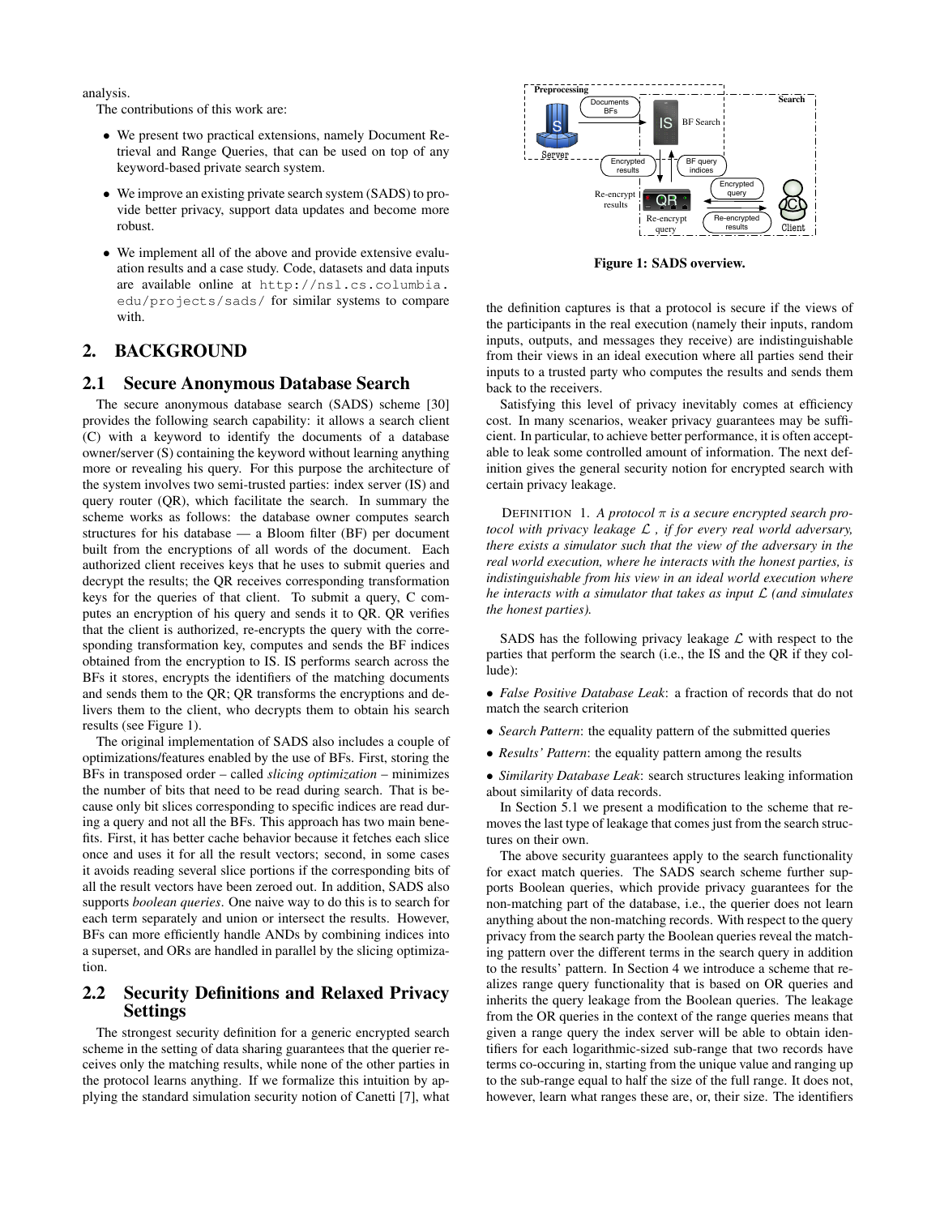analysis.

The contributions of this work are:

- We present two practical extensions, namely Document Retrieval and Range Queries, that can be used on top of any keyword-based private search system.
- We improve an existing private search system (SADS) to provide better privacy, support data updates and become more robust.
- We implement all of the above and provide extensive evaluation results and a case study. Code, datasets and data inputs are available online at `http://nsl.cs.columbia.edu/projects/sads/` for similar systems to compare with.

## 2. BACKGROUND

### 2.1 Secure Anonymous Database Search

The secure anonymous database search (SADS) scheme [30] provides the following search capability: it allows a search client (C) with a keyword to identify the documents of a database owner/server (S) containing the keyword without learning anything more or revealing his query. For this purpose the architecture of the system involves two semi-trusted parties: index server (IS) and query router (QR), which facilitate the search. In summary the scheme works as follows: the database owner computes search structures for his database — a Bloom filter (BF) per document built from the encryptions of all words of the document. Each authorized client receives keys that he uses to submit queries and decrypt the results; the QR receives corresponding transformation keys for the queries of that client. To submit a query, C computes an encryption of his query and sends it to QR. QR verifies that the client is authorized, re-encrypts the query with the corresponding transformation key, computes and sends the BF indices obtained from the encryption to IS. IS performs search across the BFs it stores, encrypts the identifiers of the matching documents and sends them to the QR; QR transforms the encryptions and delivers them to the client, who decrypts them to obtain his search results (see Figure 1).

The original implementation of SADS also includes a couple of optimizations/features enabled by the use of BFs. First, storing the BFs in transposed order – called *slicing optimization* – minimizes the number of bits that need to be read during search. That is because only bit slices corresponding to specific indices are read during a query and not all the BFs. This approach has two main benefits. First, it has better cache behavior because it fetches each slice once and uses it for all the result vectors; second, in some cases it avoids reading several slice portions if the corresponding bits of all the result vectors have been zeroed out. In addition, SADS also supports *boolean queries*. One naive way to do this is to search for each term separately and union or intersect the results. However, BFs can more efficiently handle ANDs by combining indices into a superset, and ORs are handled in parallel by the slicing optimization.

### 2.2 Security Definitions and Relaxed Privacy Settings

The strongest security definition for a generic encrypted search scheme in the setting of data sharing guarantees that the querier receives only the matching results, while none of the other parties in the protocol learns anything. If we formalize this intuition by applying the standard simulation security notion of Canetti [7], what

Figure 1: SADS overview.

the definition captures is that a protocol is secure if the views of the participants in the real execution (namely their inputs, random inputs, outputs, and messages they receive) are indistinguishable from their views in an ideal execution where all parties send their inputs to a trusted party who computes the results and sends them back to the receivers.

Satisfying this level of privacy inevitably comes at efficiency cost. In many scenarios, weaker privacy guarantees may be sufficient. In particular, to achieve better performance, it is often acceptable to leak some controlled amount of information. The next definition gives the general security notion for encrypted search with certain privacy leakage.

DEFINITION 1. *A protocol $\pi$ is a secure encrypted search protocol with privacy leakage $\mathcal{L}$, if for every real world adversary, there exists a simulator such that the view of the adversary in the real world execution, where he interacts with the honest parties, is indistinguishable from his view in an ideal world execution where he interacts with a simulator that takes as input $\mathcal{L}$ (and simulates the honest parties).*

SADS has the following privacy leakage $\mathcal{L}$ with respect to the parties that perform the search (i.e., the IS and the QR if they collude):

- *False Positive Database Leak*: a fraction of records that do not match the search criterion
- *Search Pattern*: the equality pattern of the submitted queries
- *Results' Pattern*: the equality pattern among the results
- *Similarity Database Leak*: search structures leaking information about similarity of data records.

In Section 5.1 we present a modification to the scheme that removes the last type of leakage that comes just from the search structures on their own.

The above security guarantees apply to the search functionality for exact match queries. The SADS search scheme further supports Boolean queries, which provide privacy guarantees for the non-matching part of the database, i.e., the querier does not learn anything about the non-matching records. With respect to the query privacy from the search party the Boolean queries reveal the matching pattern over the different terms in the search query in addition to the results' pattern. In Section 4 we introduce a scheme that realizes range query functionality that is based on OR queries and inherits the query leakage from the Boolean queries. The leakage from the OR queries in the context of the range queries means that given a range query the index server will be able to obtain identifiers for each logarithmic-sized sub-range that two records have terms co-occuring in, starting from the unique value and ranging up to the sub-range equal to half the size of the full range. It does not, however, learn what ranges these are, or, their size. The identifiers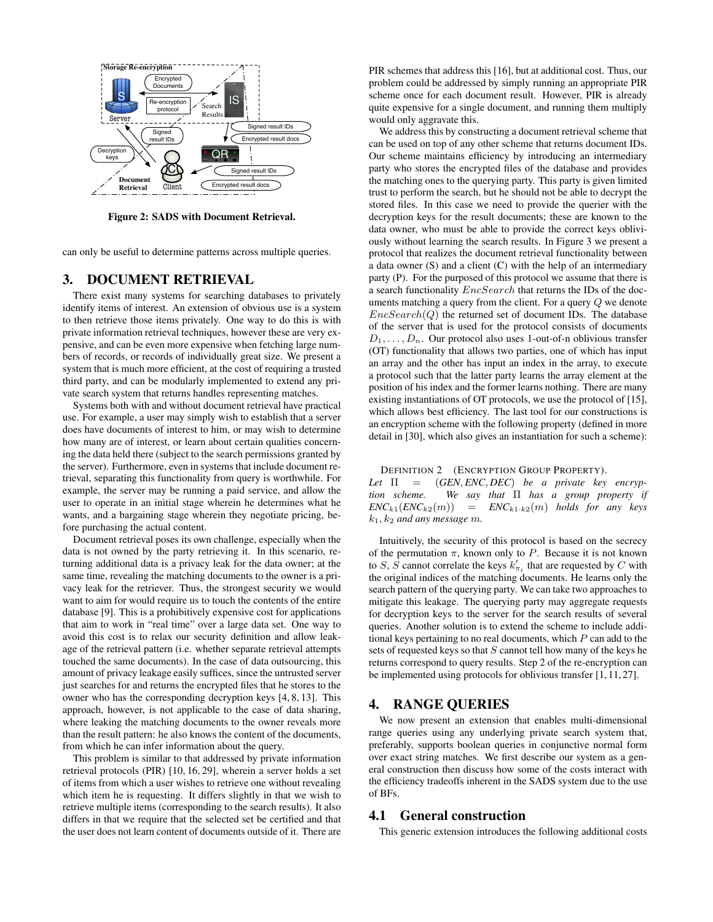Figure 2: SADS with Document Retrieval.

can only be useful to determine patterns across multiple queries.

## 3. DOCUMENT RETRIEVAL

There exist many systems for searching databases to privately identify items of interest. An extension of obvious use is a system to then retrieve those items privately. One way to do this is with private information retrieval techniques, however these are very expensive, and can be even more expensive when fetching large numbers of records, or records of individually great size. We present a system that is much more efficient, at the cost of requiring a trusted third party, and can be modularly implemented to extend any private search system that returns handles representing matches.

Systems both with and without document retrieval have practical use. For example, a user may simply wish to establish that a server does have documents of interest to him, or may wish to determine how many are of interest, or learn about certain qualities concerning the data held there (subject to the search permissions granted by the server). Furthermore, even in systems that include document retrieval, separating this functionality from query is worthwhile. For example, the server may be running a paid service, and allow the user to operate in an initial stage wherein he determines what he wants, and a bargaining stage wherein they negotiate pricing, before purchasing the actual content.

Document retrieval poses its own challenge, especially when the data is not owned by the party retrieving it. In this scenario, returning additional data is a privacy leak for the data owner; at the same time, revealing the matching documents to the owner is a privacy leak for the retriever. Thus, the strongest security we would want to aim for would require us to touch the contents of the entire database [9]. This is a prohibitively expensive cost for applications that aim to work in "real time" over a large data set. One way to avoid this cost is to relax our security definition and allow leakage of the retrieval pattern (i.e. whether separate retrieval attempts touched the same documents). In the case of data outsourcing, this amount of privacy leakage easily suffices, since the untrusted server just searches for and returns the encrypted files that he stores to the owner who has the corresponding decryption keys [4, 8, 13]. This approach, however, is not applicable to the case of data sharing, where leaking the matching documents to the owner reveals more than the result pattern: he also knows the content of the documents, from which he can infer information about the query.

This problem is similar to that addressed by private information retrieval protocols (PIR) [10, 16, 29], wherein a server holds a set of items from which a user wishes to retrieve one without revealing which item he is requesting. It differs slightly in that we wish to retrieve multiple items (corresponding to the search results). It also differs in that we require that the selected set be certified and that the user does not learn content of documents outside of it. There are PIR schemes that address this [16], but at additional cost. Thus, our problem could be addressed by simply running an appropriate PIR scheme once for each document result. However, PIR is already quite expensive for a single document, and running them multiply would only aggravate this.

We address this by constructing a document retrieval scheme that can be used on top of any other scheme that returns document IDs. Our scheme maintains efficiency by introducing an intermediary party who stores the encrypted files of the database and provides the matching ones to the querying party. This party is given limited trust to perform the search, but he should not be able to decrypt the stored files. In this case we need to provide the querier with the decryption keys for the result documents; these are known to the data owner, who must be able to provide the correct keys obliviously without learning the search results. In Figure 3 we present a protocol that realizes the document retrieval functionality between a data owner (S) and a client (C) with the help of an intermediary party (P). For the purposed of this protocol we assume that there is a search functionality $EncSearch$ that returns the IDs of the documents matching a query from the client. For a query $Q$ we denote $EncSearch(Q)$ the returned set of document IDs. The database of the server that is used for the protocol consists of documents $D_1, \ldots, D_n$. Our protocol also uses 1-out-of-n oblivious transfer (OT) functionality that allows two parties, one of which has input an array and the other has input an index in the array, to execute a protocol such that the latter party learns the array element at the position of his index and the former learns nothing. There are many existing instantiations of OT protocols, we use the protocol of [15], which allows best efficiency. The last tool for our constructions is an encryption scheme with the following property (defined in more detail in [30], which also gives an instantiation for such a scheme):

DEFINITION 2 (ENCRYPTION GROUP PROPERTY). *Let $\Pi = (GEN, ENC, DEC)$ be a private key encryption scheme. We say that $\Pi$ has a group property if $ENC_{k1}(ENC_{k2}(m)) = ENC_{k1 \cdot k2}(m)$ holds for any keys $k_1, k_2$ and any message $m$.*

Intuitively, the security of this protocol is based on the secrecy of the permutation $\pi$, known only to $P$. Because it is not known to $S$, $S$ cannot correlate the keys $k'_{\pi_i}$ that are requested by $C$ with the original indices of the matching documents. He learns only the search pattern of the querying party. We can take two approaches to mitigate this leakage. The querying party may aggregate requests for decryption keys to the server for the search results of several queries. Another solution is to extend the scheme to include additional keys pertaining to no real documents, which $P$ can add to the sets of requested keys so that $S$ cannot tell how many of the keys he returns correspond to query results. Step 2 of the re-encryption can be implemented using protocols for oblivious transfer [1, 11, 27].

## 4. RANGE QUERIES

We now present an extension that enables multi-dimensional range queries using any underlying private search system that, preferably, supports boolean queries in conjunctive normal form over exact string matches. We first describe our system as a general construction then discuss how some of the costs interact with the efficiency tradeoffs inherent in the SADS system due to the use of BFs.

### 4.1 General construction

This generic extension introduces the following additional costs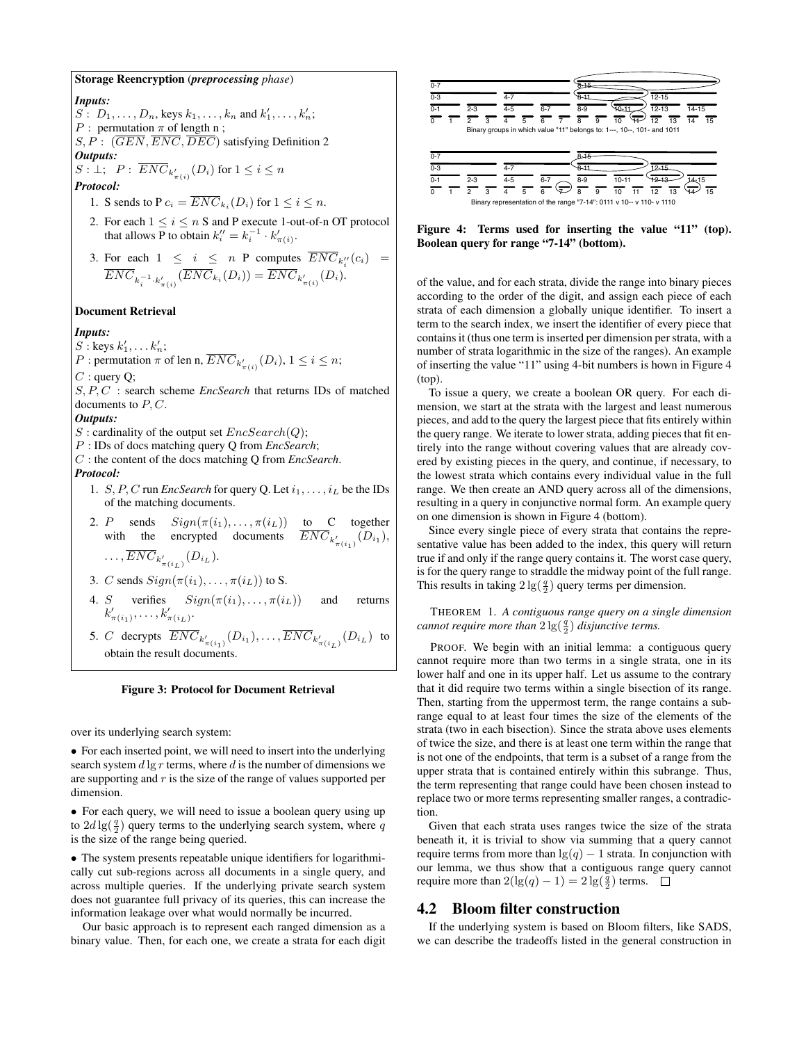**Storage Reencryption** (*preprocessing phase*)

***Inputs:***

$S$ : $D_1, \ldots, D_n$, keys $k_1, \ldots, k_n$ and $k'_1, \ldots, k'_n$;

$P$ : permutation $\pi$ of length n ;

$S, P$ : $(\overline{GEN}, \overline{ENC}, \overline{DEC})$ satisfying Definition 2

***Outputs:***

$S$ : $\perp$; $P$ : $\overline{ENC}_{k'_{\pi(i)}}(D_i)$ for $1 \leq i \leq n$

***Protocol:***

1. S sends to P $c_i = \overline{ENC}_{k_i}(D_i)$ for $1 \leq i \leq n$.
2. For each $1 \leq i \leq n$ S and P execute 1-out-of-n OT protocol that allows P to obtain $k''_i = k_i^{-1} \cdot k'_{\pi(i)}$.
3. For each $1 \leq i \leq n$ P computes $\overline{ENC}_{k''_i}(c_i) = \overline{ENC}_{k_i^{-1} \cdot k'_{\pi(i)}}(\overline{ENC}_{k_i}(D_i)) = \overline{ENC}_{k'_{\pi(i)}}(D_i)$.

**Document Retrieval**

***Inputs:***

$S$ : keys $k'_1, \ldots k'_n$;

$P$ : permutation $\pi$ of len n, $\overline{ENC}_{k'_{\pi(i)}}(D_i)$, $1 \leq i \leq n$;

$C$ : query Q;

$S, P, C$ : search scheme *EncSearch* that returns IDs of matched documents to $P, C$.

***Outputs:***

$S$ : cardinality of the output set $EncSearch(Q)$;

$P$ : IDs of docs matching query Q from *EncSearch*;

$C$ : the content of the docs matching Q from *EncSearch*.

***Protocol:***

1. $S, P, C$ run *EncSearch* for query Q. Let $i_1, \ldots, i_L$ be the IDs of the matching documents.
2. $P$ sends $Sign(\pi(i_1), \ldots, \pi(i_L))$ to C together with the encrypted documents $\overline{ENC}_{k'_{\pi(i_1)}}(D_{i_1}), \ldots, \overline{ENC}_{k'_{\pi(i_L)}}(D_{i_L})$.
3. $C$ sends $Sign(\pi(i_1), \ldots, \pi(i_L))$ to S.
4. $S$ verifies $Sign(\pi(i_1), \ldots, \pi(i_L))$ and returns $k'_{\pi(i_1)}, \ldots, k'_{\pi(i_L)}$.
5. $C$ decrypts $\overline{ENC}_{k'_{\pi(i_1)}}(D_{i_1}), \ldots, \overline{ENC}_{k'_{\pi(i_L)}}(D_{i_L})$ to obtain the result documents.

**Figure 3: Protocol for Document Retrieval**

over its underlying search system:

- For each inserted point, we will need to insert into the underlying search system $d \lg r$ terms, where $d$ is the number of dimensions we are supporting and $r$ is the size of the range of values supported per dimension.
- For each query, we will need to issue a boolean query using up to $2d \lg(\frac{q}{2})$ query terms to the underlying search system, where $q$ is the size of the range being queried.
- The system presents repeatable unique identifiers for logarithmically cut sub-regions across all documents in a single query, and across multiple queries. If the underlying private search system does not guarantee full privacy of its queries, this can increase the information leakage over what would normally be incurred.

Our basic approach is to represent each ranged dimension as a binary value. Then, for each one, we create a strata for each digit

| 0-7 | | | | | | | | 8-15 | | | | | | | |
|---|---|---|---|---|---|---|---|---|---|---|---|---|---|---|---|
| 0-3 | | | | 4-7 | | | | 8-11 | | | | 12-15 | | | |
| 0-1 | | 2-3 | | 4-5 | | 6-7 | | 8-9 | | 10-11 | | 12-13 | | 14-15 | |
| 0 | 1 | 2 | 3 | 4 | 5 | 6 | 7 | 8 | 9 | 10 | 11 | 12 | 13 | 14 | 15 |

Binary groups in which value "11" belongs to: 1---, 10--, 101- and 1011

| 0-7 | | | | | | | | 8-15 | | | | | | | |
|---|---|---|---|---|---|---|---|---|---|---|---|---|---|---|---|
| 0-3 | | | | 4-7 | | | | 8-11 | | | | 12-15 | | | |
| 0-1 | | 2-3 | | 4-5 | | 6-7 | | 8-9 | | 10-11 | | 12-13 | | 14-15 | |
| 0 | 1 | 2 | 3 | 4 | 5 | 6 | 7 | 8 | 9 | 10 | 11 | 12 | 13 | 14 | 15 |

Binary representation of the range "7-14": 0111 v 10-- v 110- v 1110

**Figure 4: Terms used for inserting the value "11" (top). Boolean query for range "7-14" (bottom).**

of the value, and for each strata, divide the range into binary pieces according to the order of the digit, and assign each piece of each strata of each dimension a globally unique identifier. To insert a term to the search index, we insert the identifier of every piece that contains it (thus one term is inserted per dimension per strata, with a number of strata logarithmic in the size of the ranges). An example of inserting the value "11" using 4-bit numbers is hown in Figure 4 (top).

To issue a query, we create a boolean OR query. For each dimension, we start at the strata with the largest and least numerous pieces, and add to the query the largest piece that fits entirely within the query range. We iterate to lower strata, adding pieces that fit entirely into the range without covering values that are already covered by existing pieces in the query, and continue, if necessary, to the lowest strata which contains every individual value in the full range. We then create an AND query across all of the dimensions, resulting in a query in conjunctive normal form. An example query on one dimension is shown in Figure 4 (bottom).

Since every single piece of every strata that contains the representative value has been added to the index, this query will return true if and only if the range query contains it. The worst case query, is for the query range to straddle the midway point of the full range. This results in taking $2 \lg(\frac{q}{2})$ query terms per dimension.

THEOREM 1. *A contiguous range query on a single dimension cannot require more than $2 \lg(\frac{q}{2})$ disjunctive terms.*

PROOF. We begin with an initial lemma: a contiguous query cannot require more than two terms in a single strata, one in its lower half and one in its upper half. Let us assume to the contrary that it did require two terms within a single bisection of its range. Then, starting from the uppermost term, the range contains a subrange equal to at least four times the size of the elements of the strata (two in each bisection). Since the strata above uses elements of twice the size, and there is at least one term within the range that is not one of the endpoints, that term is a subset of a range from the upper strata that is contained entirely within this subrange. Thus, the term representing that range could have been chosen instead to replace two or more terms representing smaller ranges, a contradiction.

Given that each strata uses ranges twice the size of the strata beneath it, it is trivial to show via summing that a query cannot require terms from more than $\lg(q) - 1$ strata. In conjunction with our lemma, we thus show that a contiguous range query cannot require more than $2(\lg(q) - 1) = 2 \lg(\frac{q}{2})$ terms. □

## 4.2 Bloom filter construction

If the underlying system is based on Bloom filters, like SADS, we can describe the tradeoffs listed in the general construction in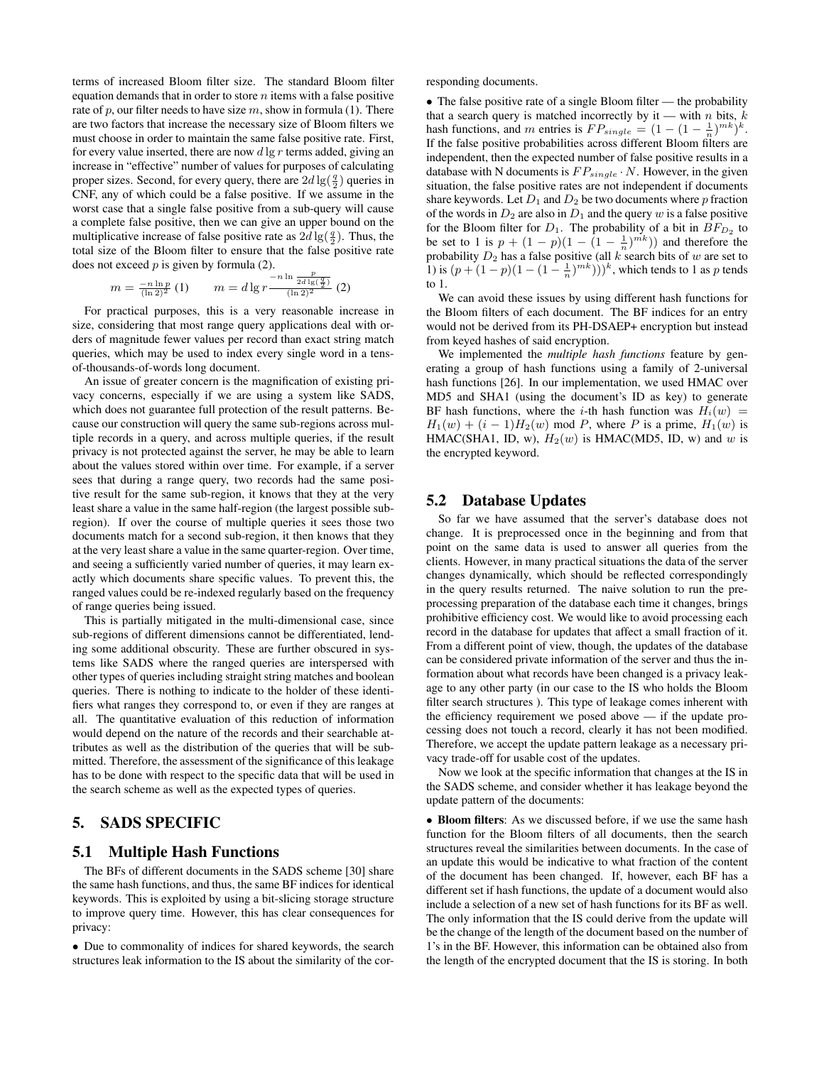terms of increased Bloom filter size. The standard Bloom filter equation demands that in order to store $n$ items with a false positive rate of $p$, our filter needs to have size $m$, show in formula (1). There are two factors that increase the necessary size of Bloom filters we must choose in order to maintain the same false positive rate. First, for every value inserted, there are now $d \lg r$ terms added, giving an increase in "effective" number of values for purposes of calculating proper sizes. Second, for every query, there are $2d\lg(\frac{q}{2})$ queries in CNF, any of which could be a false positive. If we assume in the worst case that a single false positive from a sub-query will cause a complete false positive, then we can give an upper bound on the multiplicative increase of false positive rate as $2d\lg(\frac{q}{2})$. Thus, the total size of the Bloom filter to ensure that the false positive rate does not exceed $p$ is given by formula (2).

$$m = \frac{-n \ln p}{(\ln 2)^2} \quad (1) \qquad m = d \lg r \frac{-n \ln \frac{p}{2d\lg(\frac{q}{2})}}{(\ln 2)^2} \quad (2)$$

For practical purposes, this is a very reasonable increase in size, considering that most range query applications deal with orders of magnitude fewer values per record than exact string match queries, which may be used to index every single word in a tens-of-thousands-of-words long document.

An issue of greater concern is the magnification of existing privacy concerns, especially if we are using a system like SADS, which does not guarantee full protection of the result patterns. Because our construction will query the same sub-regions across multiple records in a query, and across multiple queries, if the result privacy is not protected against the server, he may be able to learn about the values stored within over time. For example, if a server sees that during a range query, two records had the same positive result for the same sub-region, it knows that they at the very least share a value in the same half-region (the largest possible subregion). If over the course of multiple queries it sees those two documents match for a second sub-region, it then knows that they at the very least share a value in the same quarter-region. Over time, and seeing a sufficiently varied number of queries, it may learn exactly which documents share specific values. To prevent this, the ranged values could be re-indexed regularly based on the frequency of range queries being issued.

This is partially mitigated in the multi-dimensional case, since sub-regions of different dimensions cannot be differentiated, lending some additional obscurity. These are further obscured in systems like SADS where the ranged queries are interspersed with other types of queries including straight string matches and boolean queries. There is nothing to indicate to the holder of these identifiers what ranges they correspond to, or even if they are ranges at all. The quantitative evaluation of this reduction of information would depend on the nature of the records and their searchable attributes as well as the distribution of the queries that will be submitted. Therefore, the assessment of the significance of this leakage has to be done with respect to the specific data that will be used in the search scheme as well as the expected types of queries.

# 5. SADS SPECIFIC

## 5.1 Multiple Hash Functions

The BFs of different documents in the SADS scheme [30] share the same hash functions, and thus, the same BF indices for identical keywords. This is exploited by using a bit-slicing storage structure to improve query time. However, this has clear consequences for privacy:

• Due to commonality of indices for shared keywords, the search structures leak information to the IS about the similarity of the corresponding documents.

• The false positive rate of a single Bloom filter — the probability that a search query is matched incorrectly by it — with $n$ bits, $k$ hash functions, and $m$ entries is $FP_{single} = (1 - (1 - \frac{1}{n})^{mk})^k$. If the false positive probabilities across different Bloom filters are independent, then the expected number of false positive results in a database with N documents is $FP_{single} \cdot N$. However, in the given situation, the false positive rates are not independent if documents share keywords. Let $D_1$ and $D_2$ be two documents where $p$ fraction of the words in $D_2$ are also in $D_1$ and the query $w$ is a false positive for the Bloom filter for $D_1$. The probability of a bit in $BF_{D_2}$ to be set to 1 is $p + (1-p)(1 - (1 - \frac{1}{n})^{mk}))$ and therefore the probability $D_2$ has a false positive (all $k$ search bits of $w$ are set to 1) is $(p + (1-p)(1 - (1 - \frac{1}{n})^{mk})))^k$, which tends to 1 as $p$ tends to 1.

We can avoid these issues by using different hash functions for the Bloom filters of each document. The BF indices for an entry would not be derived from its PH-DSAEP+ encryption but instead from keyed hashes of said encryption.

We implemented the *multiple hash functions* feature by generating a group of hash functions using a family of 2-universal hash functions [26]. In our implementation, we used HMAC over MD5 and SHA1 (using the document's ID as key) to generate BF hash functions, where the $i$-th hash function was $H_i(w) = H_1(w) + (i-1)H_2(w) \bmod P$, where $P$ is a prime, $H_1(w)$ is HMAC(SHA1, ID, w), $H_2(w)$ is HMAC(MD5, ID, w) and $w$ is the encrypted keyword.

## 5.2 Database Updates

So far we have assumed that the server's database does not change. It is preprocessed once in the beginning and from that point on the same data is used to answer all queries from the clients. However, in many practical situations the data of the server changes dynamically, which should be reflected correspondingly in the query results returned. The naive solution to run the preprocessing preparation of the database each time it changes, brings prohibitive efficiency cost. We would like to avoid processing each record in the database for updates that affect a small fraction of it. From a different point of view, though, the updates of the database can be considered private information of the server and thus the information about what records have been changed is a privacy leakage to any other party (in our case to the IS who holds the Bloom filter search structures ). This type of leakage comes inherent with the efficiency requirement we posed above — if the update processing does not touch a record, clearly it has not been modified. Therefore, we accept the update pattern leakage as a necessary privacy trade-off for usable cost of the updates.

Now we look at the specific information that changes at the IS in the SADS scheme, and consider whether it has leakage beyond the update pattern of the documents:

• **Bloom filters**: As we discussed before, if we use the same hash function for the Bloom filters of all documents, then the search structures reveal the similarities between documents. In the case of an update this would be indicative to what fraction of the content of the document has been changed. If, however, each BF has a different set if hash functions, the update of a document would also include a selection of a new set of hash functions for its BF as well. The only information that the IS could derive from the update will be the change of the length of the document based on the number of 1's in the BF. However, this information can be obtained also from the length of the encrypted document that the IS is storing. In both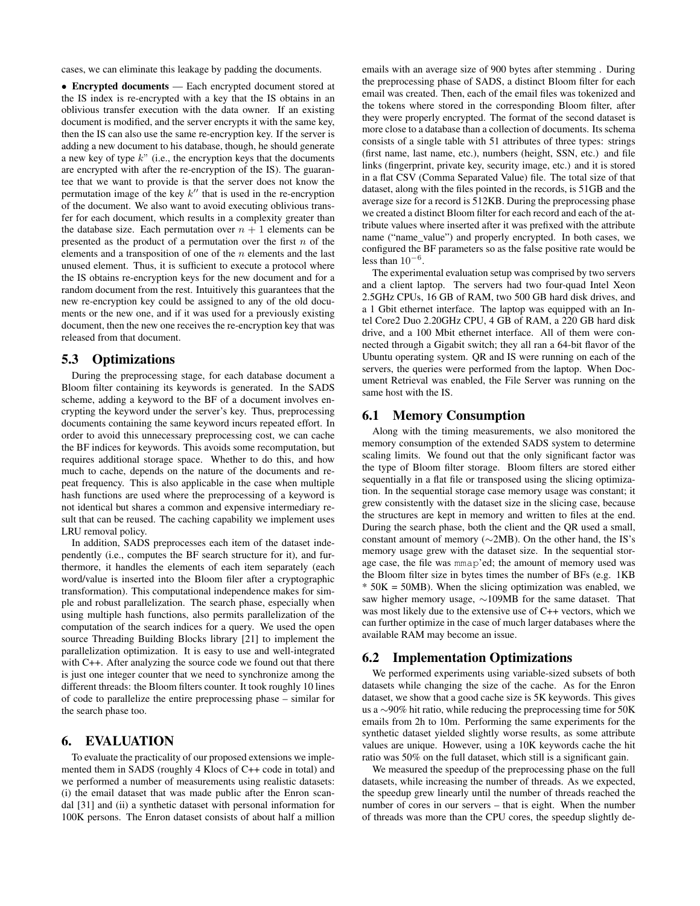cases, we can eliminate this leakage by padding the documents.

- **Encrypted documents** — Each encrypted document stored at the IS index is re-encrypted with a key that the IS obtains in an oblivious transfer execution with the data owner. If an existing document is modified, and the server encrypts it with the same key, then the IS can also use the same re-encryption key. If the server is adding a new document to his database, though, he should generate a new key of type $k$" (i.e., the encryption keys that the documents are encrypted with after the re-encryption of the IS). The guarantee that we want to provide is that the server does not know the permutation image of the key $k''$ that is used in the re-encryption of the document. We also want to avoid executing oblivious transfer for each document, which results in a complexity greater than the database size. Each permutation over $n + 1$ elements can be presented as the product of a permutation over the first $n$ of the elements and a transposition of one of the $n$ elements and the last unused element. Thus, it is sufficient to execute a protocol where the IS obtains re-encryption keys for the new document and for a random document from the rest. Intuitively this guarantees that the new re-encryption key could be assigned to any of the old documents or the new one, and if it was used for a previously existing document, then the new one receives the re-encryption key that was released from that document.

## 5.3 Optimizations

During the preprocessing stage, for each database document a Bloom filter containing its keywords is generated. In the SADS scheme, adding a keyword to the BF of a document involves encrypting the keyword under the server's key. Thus, preprocessing documents containing the same keyword incurs repeated effort. In order to avoid this unnecessary preprocessing cost, we can cache the BF indices for keywords. This avoids some recomputation, but requires additional storage space. Whether to do this, and how much to cache, depends on the nature of the documents and repeat frequency. This is also applicable in the case when multiple hash functions are used where the preprocessing of a keyword is not identical but shares a common and expensive intermediary result that can be reused. The caching capability we implement uses LRU removal policy.

In addition, SADS preprocesses each item of the dataset independently (i.e., computes the BF search structure for it), and furthermore, it handles the elements of each item separately (each word/value is inserted into the Bloom filer after a cryptographic transformation). This computational independence makes for simple and robust parallelization. The search phase, especially when using multiple hash functions, also permits parallelization of the computation of the search indices for a query. We used the open source Threading Building Blocks library [21] to implement the parallelization optimization. It is easy to use and well-integrated with C++. After analyzing the source code we found out that there is just one integer counter that we need to synchronize among the different threads: the Bloom filters counter. It took roughly 10 lines of code to parallelize the entire preprocessing phase – similar for the search phase too.

# 6. EVALUATION

To evaluate the practicality of our proposed extensions we implemented them in SADS (roughly 4 Klocs of C++ code in total) and we performed a number of measurements using realistic datasets: (i) the email dataset that was made public after the Enron scandal [31] and (ii) a synthetic dataset with personal information for 100K persons. The Enron dataset consists of about half a million emails with an average size of 900 bytes after stemming . During the preprocessing phase of SADS, a distinct Bloom filter for each email was created. Then, each of the email files was tokenized and the tokens where stored in the corresponding Bloom filter, after they were properly encrypted. The format of the second dataset is more close to a database than a collection of documents. Its schema consists of a single table with 51 attributes of three types: strings (first name, last name, etc.), numbers (height, SSN, etc.) and file links (fingerprint, private key, security image, etc.) and it is stored in a flat CSV (Comma Separated Value) file. The total size of that dataset, along with the files pointed in the records, is 51GB and the average size for a record is 512KB. During the preprocessing phase we created a distinct Bloom filter for each record and each of the attribute values where inserted after it was prefixed with the attribute name ("name_value") and properly encrypted. In both cases, we configured the BF parameters so as the false positive rate would be less than $10^{-6}$.

The experimental evaluation setup was comprised by two servers and a client laptop. The servers had two four-quad Intel Xeon 2.5GHz CPUs, 16 GB of RAM, two 500 GB hard disk drives, and a 1 Gbit ethernet interface. The laptop was equipped with an Intel Core2 Duo 2.20GHz CPU, 4 GB of RAM, a 220 GB hard disk drive, and a 100 Mbit ethernet interface. All of them were connected through a Gigabit switch; they all ran a 64-bit flavor of the Ubuntu operating system. QR and IS were running on each of the servers, the queries were performed from the laptop. When Document Retrieval was enabled, the File Server was running on the same host with the IS.

## 6.1 Memory Consumption

Along with the timing measurements, we also monitored the memory consumption of the extended SADS system to determine scaling limits. We found out that the only significant factor was the type of Bloom filter storage. Bloom filters are stored either sequentially in a flat file or transposed using the slicing optimization. In the sequential storage case memory usage was constant; it grew consistently with the dataset size in the slicing case, because the structures are kept in memory and written to files at the end. During the search phase, both the client and the QR used a small, constant amount of memory (∼2MB). On the other hand, the IS's memory usage grew with the dataset size. In the sequential storage case, the file was `mmap`'ed; the amount of memory used was the Bloom filter size in bytes times the number of BFs (e.g. 1KB * 50K = 50MB). When the slicing optimization was enabled, we saw higher memory usage, ∼109MB for the same dataset. That was most likely due to the extensive use of C++ vectors, which we can further optimize in the case of much larger databases where the available RAM may become an issue.

## 6.2 Implementation Optimizations

We performed experiments using variable-sized subsets of both datasets while changing the size of the cache. As for the Enron dataset, we show that a good cache size is 5K keywords. This gives us a ∼90% hit ratio, while reducing the preprocessing time for 50K emails from 2h to 10m. Performing the same experiments for the synthetic dataset yielded slightly worse results, as some attribute values are unique. However, using a 10K keywords cache the hit ratio was 50% on the full dataset, which still is a significant gain.

We measured the speedup of the preprocessing phase on the full datasets, while increasing the number of threads. As we expected, the speedup grew linearly until the number of threads reached the number of cores in our servers – that is eight. When the number of threads was more than the CPU cores, the speedup slightly de-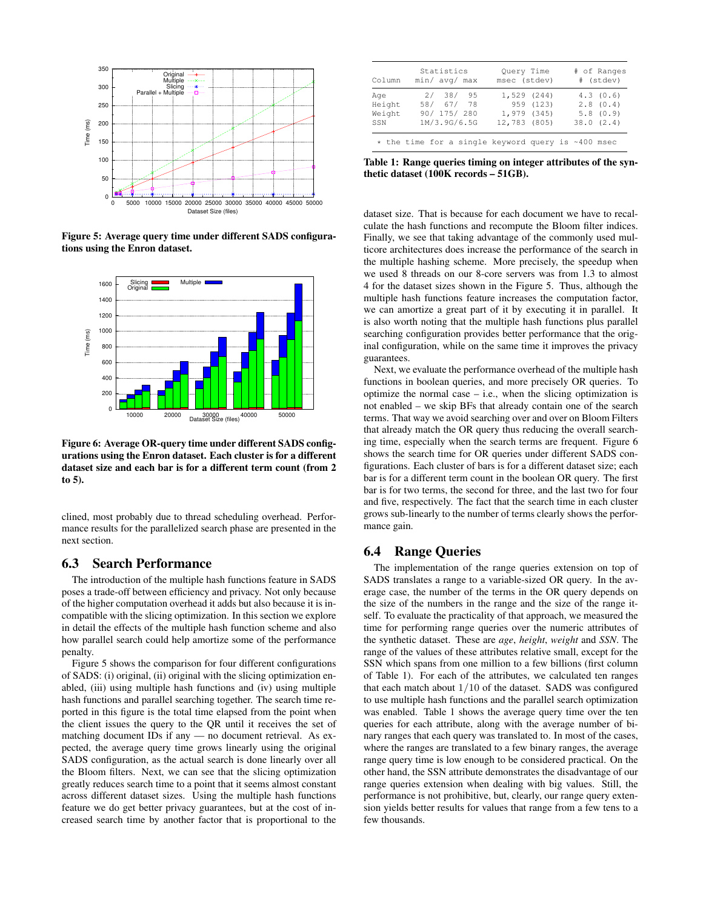Figure 5: Average query time under different SADS configurations using the Enron dataset.

Figure 6: Average OR-query time under different SADS configurations using the Enron dataset. Each cluster is for a different dataset size and each bar is for a different term count (from 2 to 5).

clined, most probably due to thread scheduling overhead. Performance results for the parallelized search phase are presented in the next section.

## 6.3 Search Performance

The introduction of the multiple hash functions feature in SADS poses a trade-off between efficiency and privacy. Not only because of the higher computation overhead it adds but also because it is incompatible with the slicing optimization. In this section we explore in detail the effects of the multiple hash function scheme and also how parallel search could help amortize some of the performance penalty.

Figure 5 shows the comparison for four different configurations of SADS: (i) original, (ii) original with the slicing optimization enabled, (iii) using multiple hash functions and (iv) using multiple hash functions and parallel search together. The search time reported in this figure is the total time elapsed from the point when the client issues the query to the QR until it receives the set of matching document IDs if any — no document retrieval. As expected, the average query time grows linearly using the original SADS configuration, as the actual search is done linearly over all the Bloom filters. Next, we can see that the slicing optimization greatly reduces search time to a point that it seems almost constant across different dataset sizes. Using the multiple hash functions feature we do get better privacy guarantees, but at the cost of increased search time by another factor that is proportional to the dataset size. That is because for each document we have to recalculate the hash functions and recompute the Bloom filter indices. Finally, we see that taking advantage of the commonly used multicore architectures does increase the performance of the search in the multiple hashing scheme. More precisely, the speedup when we used 8 threads on our 8-core servers was from 1.3 to almost 4 for the dataset sizes shown in the Figure 5. Thus, although the multiple hash functions feature increases the computation factor, we can amortize a great part of it by executing it in parallel. It is also worth noting that the multiple hash functions plus parallel searching configuration provides better performance that the original configuration, while on the same time it improves the privacy guarantees.

Next, we evaluate the performance overhead of the multiple hash functions in boolean queries, and more precisely OR queries. To optimize the normal case – i.e., when the slicing optimization is not enabled – we skip BFs that already contain one of the search terms. That way we avoid searching over and over on Bloom Filters that already match the OR query thus reducing the overall searching time, especially when the search terms are frequent. Figure 6 shows the search time for OR queries under different SADS configurations. Each cluster of bars is for a different dataset size; each bar is for a different term count in the boolean OR query. The first bar is for two terms, the second for three, and the last two for four and five, respectively. The fact that the search time in each cluster grows sub-linearly to the number of terms clearly shows the performance gain.

| Column | Statistics min/ avg/ max | Query Time msec (stdev) | # of Ranges # (stdev) |
|---|---|---|---|
| Age | 2/ 38/ 95 | 1,529 (244) | 4.3 (0.6) |
| Height | 58/ 67/ 78 | 959 (123) | 2.8 (0.4) |
| Weight | 90/ 175/ 280 | 1,979 (345) | 5.8 (0.9) |
| SSN | 1M/3.9G/6.5G | 12,783 (805) | 38.0 (2.4) |

* the time for a single keyword query is ~400 msec

**Table 1: Range queries timing on integer attributes of the synthetic dataset (100K records – 51GB).**

## 6.4 Range Queries

The implementation of the range queries extension on top of SADS translates a range to a variable-sized OR query. In the average case, the number of the terms in the OR query depends on the size of the numbers in the range and the size of the range itself. To evaluate the practicality of that approach, we measured the time for performing range queries over the numeric attributes of the synthetic dataset. These are *age*, *height*, *weight* and *SSN*. The range of the values of these attributes relative small, except for the SSN which spans from one million to a few billions (first column of Table 1). For each of the attributes, we calculated ten ranges that each match about $1/10$ of the dataset. SADS was configured to use multiple hash functions and the parallel search optimization was enabled. Table 1 shows the average query time over the ten queries for each attribute, along with the average number of binary ranges that each query was translated to. In most of the cases, where the ranges are translated to a few binary ranges, the average range query time is low enough to be considered practical. On the other hand, the SSN attribute demonstrates the disadvantage of our range queries extension when dealing with big values. Still, the performance is not prohibitive, but, clearly, our range query extension yields better results for values that range from a few tens to a few thousands.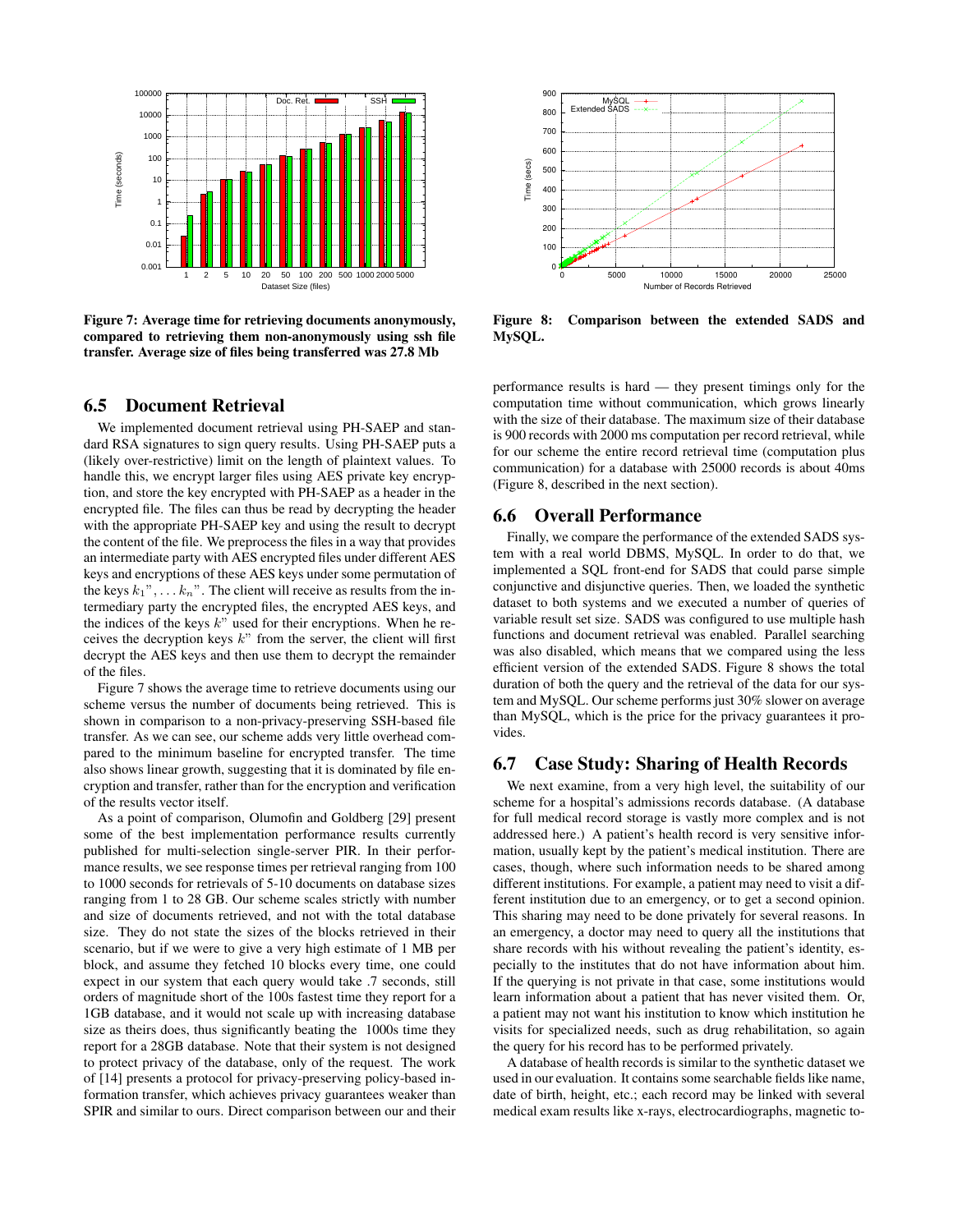Figure 7: Average time for retrieving documents anonymously, compared to retrieving them non-anonymously using ssh file transfer. Average size of files being transferred was 27.8 Mb

Figure 8: Comparison between the extended SADS and MySQL.

### 6.5 Document Retrieval

We implemented document retrieval using PH-SAEP and standard RSA signatures to sign query results. Using PH-SAEP puts a (likely over-restrictive) limit on the length of plaintext values. To handle this, we encrypt larger files using AES private key encryption, and store the key encrypted with PH-SAEP as a header in the encrypted file. The files can thus be read by decrypting the header with the appropriate PH-SAEP key and using the result to decrypt the content of the file. We preprocess the files in a way that provides an intermediate party with AES encrypted files under different AES keys and encryptions of these AES keys under some permutation of the keys $k_1", \ldots k_n"$. The client will receive as results from the intermediary party the encrypted files, the encrypted AES keys, and the indices of the keys $k"$ used for their encryptions. When he receives the decryption keys $k"$ from the server, the client will first decrypt the AES keys and then use them to decrypt the remainder of the files.

Figure 7 shows the average time to retrieve documents using our scheme versus the number of documents being retrieved. This is shown in comparison to a non-privacy-preserving SSH-based file transfer. As we can see, our scheme adds very little overhead compared to the minimum baseline for encrypted transfer. The time also shows linear growth, suggesting that it is dominated by file encryption and transfer, rather than for the encryption and verification of the results vector itself.

As a point of comparison, Olumofin and Goldberg [29] present some of the best implementation performance results currently published for multi-selection single-server PIR. In their performance results, we see response times per retrieval ranging from 100 to 1000 seconds for retrievals of 5-10 documents on database sizes ranging from 1 to 28 GB. Our scheme scales strictly with number and size of documents retrieved, and not with the total database size. They do not state the sizes of the blocks retrieved in their scenario, but if we were to give a very high estimate of 1 MB per block, and assume they fetched 10 blocks every time, one could expect in our system that each query would take .7 seconds, still orders of magnitude short of the 100s fastest time they report for a 1GB database, and it would not scale up with increasing database size as theirs does, thus significantly beating the 1000s time they report for a 28GB database. Note that their system is not designed to protect privacy of the database, only of the request. The work of [14] presents a protocol for privacy-preserving policy-based information transfer, which achieves privacy guarantees weaker than SPIR and similar to ours. Direct comparison between our and their performance results is hard — they present timings only for the computation time without communication, which grows linearly with the size of their database. The maximum size of their database is 900 records with 2000 ms computation per record retrieval, while for our scheme the entire record retrieval time (computation plus communication) for a database with 25000 records is about 40ms (Figure 8, described in the next section).

### 6.6 Overall Performance

Finally, we compare the performance of the extended SADS system with a real world DBMS, MySQL. In order to do that, we implemented a SQL front-end for SADS that could parse simple conjunctive and disjunctive queries. Then, we loaded the synthetic dataset to both systems and we executed a number of queries of variable result set size. SADS was configured to use multiple hash functions and document retrieval was enabled. Parallel searching was also disabled, which means that we compared using the less efficient version of the extended SADS. Figure 8 shows the total duration of both the query and the retrieval of the data for our system and MySQL. Our scheme performs just 30% slower on average than MySQL, which is the price for the privacy guarantees it provides.

### 6.7 Case Study: Sharing of Health Records

We next examine, from a very high level, the suitability of our scheme for a hospital's admissions records database. (A database for full medical record storage is vastly more complex and is not addressed here.) A patient's health record is very sensitive information, usually kept by the patient's medical institution. There are cases, though, where such information needs to be shared among different institutions. For example, a patient may need to visit a different institution due to an emergency, or to get a second opinion. This sharing may need to be done privately for several reasons. In an emergency, a doctor may need to query all the institutions that share records with his without revealing the patient's identity, especially to the institutes that do not have information about him. If the querying is not private in that case, some institutions would learn information about a patient that has never visited them. Or, a patient may not want his institution to know which institution he visits for specialized needs, such as drug rehabilitation, so again the query for his record has to be performed privately.

A database of health records is similar to the synthetic dataset we used in our evaluation. It contains some searchable fields like name, date of birth, height, etc.; each record may be linked with several medical exam results like x-rays, electrocardiographs, magnetic to-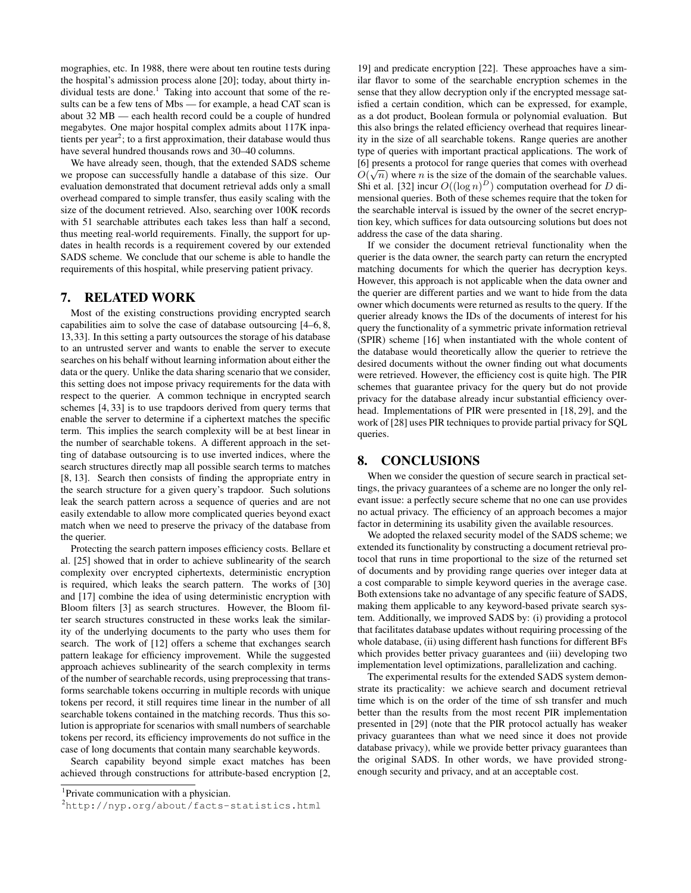mographies, etc. In 1988, there were about ten routine tests during the hospital's admission process alone [20]; today, about thirty individual tests are done.[1] Taking into account that some of the results can be a few tens of Mbs — for example, a head CAT scan is about 32 MB — each health record could be a couple of hundred megabytes. One major hospital complex admits about 117K inpatients per year[2]; to a first approximation, their database would thus have several hundred thousands rows and 30–40 columns.

We have already seen, though, that the extended SADS scheme we propose can successfully handle a database of this size. Our evaluation demonstrated that document retrieval adds only a small overhead compared to simple transfer, thus easily scaling with the size of the document retrieved. Also, searching over 100K records with 51 searchable attributes each takes less than half a second, thus meeting real-world requirements. Finally, the support for updates in health records is a requirement covered by our extended SADS scheme. We conclude that our scheme is able to handle the requirements of this hospital, while preserving patient privacy.

## 7. RELATED WORK

Most of the existing constructions providing encrypted search capabilities aim to solve the case of database outsourcing [4–6, 8, 13, 33]. In this setting a party outsources the storage of his database to an untrusted server and wants to enable the server to execute searches on his behalf without learning information about either the data or the query. Unlike the data sharing scenario that we consider, this setting does not impose privacy requirements for the data with respect to the querier. A common technique in encrypted search schemes [4, 33] is to use trapdoors derived from query terms that enable the server to determine if a ciphertext matches the specific term. This implies the search complexity will be at best linear in the number of searchable tokens. A different approach in the setting of database outsourcing is to use inverted indices, where the search structures directly map all possible search terms to matches [8, 13]. Search then consists of finding the appropriate entry in the search structure for a given query's trapdoor. Such solutions leak the search pattern across a sequence of queries and are not easily extendable to allow more complicated queries beyond exact match when we need to preserve the privacy of the database from the querier.

Protecting the search pattern imposes efficiency costs. Bellare et al. [25] showed that in order to achieve sublinearity of the search complexity over encrypted ciphertexts, deterministic encryption is required, which leaks the search pattern. The works of [30] and [17] combine the idea of using deterministic encryption with Bloom filters [3] as search structures. However, the Bloom filter search structures constructed in these works leak the similarity of the underlying documents to the party who uses them for search. The work of [12] offers a scheme that exchanges search pattern leakage for efficiency improvement. While the suggested approach achieves sublinearity of the search complexity in terms of the number of searchable records, using preprocessing that transforms searchable tokens occurring in multiple records with unique tokens per record, it still requires time linear in the number of all searchable tokens contained in the matching records. Thus this solution is appropriate for scenarios with small numbers of searchable tokens per record, its efficiency improvements do not suffice in the case of long documents that contain many searchable keywords.

Search capability beyond simple exact matches has been achieved through constructions for attribute-based encryption [2, 19] and predicate encryption [22]. These approaches have a similar flavor to some of the searchable encryption schemes in the sense that they allow decryption only if the encrypted message satisfied a certain condition, which can be expressed, for example, as a dot product, Boolean formula or polynomial evaluation. But this also brings the related efficiency overhead that requires linearity in the size of all searchable tokens. Range queries are another type of queries with important practical applications. The work of [6] presents a protocol for range queries that comes with overhead $O(\sqrt{n})$ where $n$ is the size of the domain of the searchable values. Shi et al. [32] incur $O((\log n)^D)$ computation overhead for $D$ dimensional queries. Both of these schemes require that the token for the searchable interval is issued by the owner of the secret encryption key, which suffices for data outsourcing solutions but does not address the case of the data sharing.

If we consider the document retrieval functionality when the querier is the data owner, the search party can return the encrypted matching documents for which the querier has decryption keys. However, this approach is not applicable when the data owner and the querier are different parties and we want to hide from the data owner which documents were returned as results to the query. If the querier already knows the IDs of the documents of interest for his query the functionality of a symmetric private information retrieval (SPIR) scheme [16] when instantiated with the whole content of the database would theoretically allow the querier to retrieve the desired documents without the owner finding out what documents were retrieved. However, the efficiency cost is quite high. The PIR schemes that guarantee privacy for the query but do not provide privacy for the database already incur substantial efficiency overhead. Implementations of PIR were presented in [18, 29], and the work of [28] uses PIR techniques to provide partial privacy for SQL queries.

## 8. CONCLUSIONS

When we consider the question of secure search in practical settings, the privacy guarantees of a scheme are no longer the only relevant issue: a perfectly secure scheme that no one can use provides no actual privacy. The efficiency of an approach becomes a major factor in determining its usability given the available resources.

We adopted the relaxed security model of the SADS scheme; we extended its functionality by constructing a document retrieval protocol that runs in time proportional to the size of the returned set of documents and by providing range queries over integer data at a cost comparable to simple keyword queries in the average case. Both extensions take no advantage of any specific feature of SADS, making them applicable to any keyword-based private search system. Additionally, we improved SADS by: (i) providing a protocol that facilitates database updates without requiring processing of the whole database, (ii) using different hash functions for different BFs which provides better privacy guarantees and (iii) developing two implementation level optimizations, parallelization and caching.

The experimental results for the extended SADS system demonstrate its practicality: we achieve search and document retrieval time which is on the order of the time of ssh transfer and much better than the results from the most recent PIR implementation presented in [29] (note that the PIR protocol actually has weaker privacy guarantees than what we need since it does not provide database privacy), while we provide better privacy guarantees than the original SADS. In other words, we have provided strong-enough security and privacy, and at an acceptable cost.

---

[1] Private communication with a physician.

[2] http://nyp.org/about/facts-statistics.html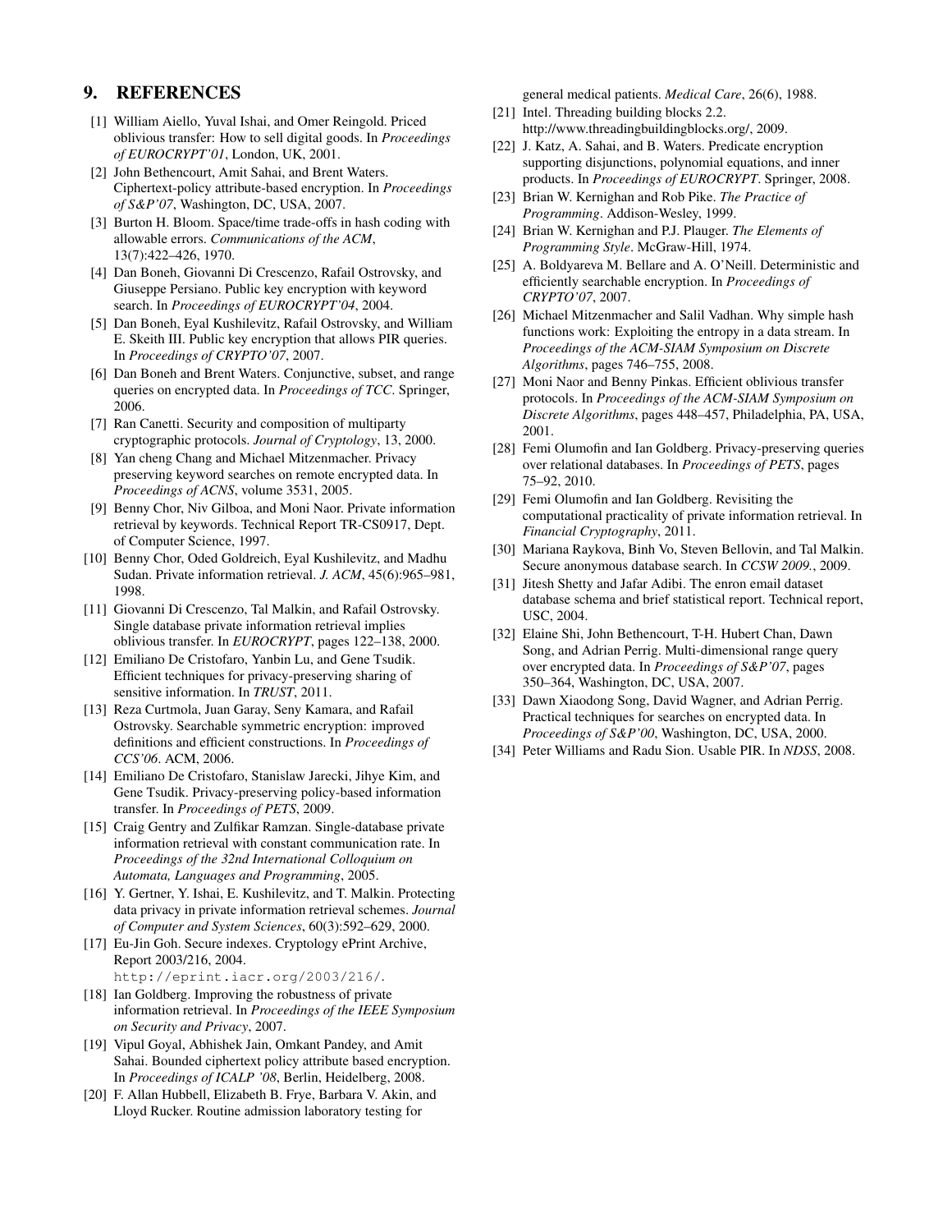## 9. REFERENCES

[1] William Aiello, Yuval Ishai, and Omer Reingold. Priced oblivious transfer: How to sell digital goods. In *Proceedings of EUROCRYPT'01*, London, UK, 2001.

[2] John Bethencourt, Amit Sahai, and Brent Waters. Ciphertext-policy attribute-based encryption. In *Proceedings of S&P'07*, Washington, DC, USA, 2007.

[3] Burton H. Bloom. Space/time trade-offs in hash coding with allowable errors. *Communications of the ACM*, 13(7):422–426, 1970.

[4] Dan Boneh, Giovanni Di Crescenzo, Rafail Ostrovsky, and Giuseppe Persiano. Public key encryption with keyword search. In *Proceedings of EUROCRYPT'04*, 2004.

[5] Dan Boneh, Eyal Kushilevitz, Rafail Ostrovsky, and William E. Skeith III. Public key encryption that allows PIR queries. In *Proceedings of CRYPTO'07*, 2007.

[6] Dan Boneh and Brent Waters. Conjunctive, subset, and range queries on encrypted data. In *Proceedings of TCC*. Springer, 2006.

[7] Ran Canetti. Security and composition of multiparty cryptographic protocols. *Journal of Cryptology*, 13, 2000.

[8] Yan cheng Chang and Michael Mitzenmacher. Privacy preserving keyword searches on remote encrypted data. In *Proceedings of ACNS*, volume 3531, 2005.

[9] Benny Chor, Niv Gilboa, and Moni Naor. Private information retrieval by keywords. Technical Report TR-CS0917, Dept. of Computer Science, 1997.

[10] Benny Chor, Oded Goldreich, Eyal Kushilevitz, and Madhu Sudan. Private information retrieval. *J. ACM*, 45(6):965–981, 1998.

[11] Giovanni Di Crescenzo, Tal Malkin, and Rafail Ostrovsky. Single database private information retrieval implies oblivious transfer. In *EUROCRYPT*, pages 122–138, 2000.

[12] Emiliano De Cristofaro, Yanbin Lu, and Gene Tsudik. Efficient techniques for privacy-preserving sharing of sensitive information. In *TRUST*, 2011.

[13] Reza Curtmola, Juan Garay, Seny Kamara, and Rafail Ostrovsky. Searchable symmetric encryption: improved definitions and efficient constructions. In *Proceedings of CCS'06*. ACM, 2006.

[14] Emiliano De Cristofaro, Stanislaw Jarecki, Jihye Kim, and Gene Tsudik. Privacy-preserving policy-based information transfer. In *Proceedings of PETS*, 2009.

[15] Craig Gentry and Zulfikar Ramzan. Single-database private information retrieval with constant communication rate. In *Proceedings of the 32nd International Colloquium on Automata, Languages and Programming*, 2005.

[16] Y. Gertner, Y. Ishai, E. Kushilevitz, and T. Malkin. Protecting data privacy in private information retrieval schemes. *Journal of Computer and System Sciences*, 60(3):592–629, 2000.

[17] Eu-Jin Goh. Secure indexes. Cryptology ePrint Archive, Report 2003/216, 2004. http://eprint.iacr.org/2003/216/.

[18] Ian Goldberg. Improving the robustness of private information retrieval. In *Proceedings of the IEEE Symposium on Security and Privacy*, 2007.

[19] Vipul Goyal, Abhishek Jain, Omkant Pandey, and Amit Sahai. Bounded ciphertext policy attribute based encryption. In *Proceedings of ICALP '08*, Berlin, Heidelberg, 2008.

[20] F. Allan Hubbell, Elizabeth B. Frye, Barbara V. Akin, and Lloyd Rucker. Routine admission laboratory testing for general medical patients. *Medical Care*, 26(6), 1988.

[21] Intel. Threading building blocks 2.2. http://www.threadingbuildingblocks.org/, 2009.

[22] J. Katz, A. Sahai, and B. Waters. Predicate encryption supporting disjunctions, polynomial equations, and inner products. In *Proceedings of EUROCRYPT*. Springer, 2008.

[23] Brian W. Kernighan and Rob Pike. *The Practice of Programming*. Addison-Wesley, 1999.

[24] Brian W. Kernighan and P.J. Plauger. *The Elements of Programming Style*. McGraw-Hill, 1974.

[25] A. Boldyareva M. Bellare and A. O'Neill. Deterministic and efficiently searchable encryption. In *Proceedings of CRYPTO'07*, 2007.

[26] Michael Mitzenmacher and Salil Vadhan. Why simple hash functions work: Exploiting the entropy in a data stream. In *Proceedings of the ACM-SIAM Symposium on Discrete Algorithms*, pages 746–755, 2008.

[27] Moni Naor and Benny Pinkas. Efficient oblivious transfer protocols. In *Proceedings of the ACM-SIAM Symposium on Discrete Algorithms*, pages 448–457, Philadelphia, PA, USA, 2001.

[28] Femi Olumofin and Ian Goldberg. Privacy-preserving queries over relational databases. In *Proceedings of PETS*, pages 75–92, 2010.

[29] Femi Olumofin and Ian Goldberg. Revisiting the computational practicality of private information retrieval. In *Financial Cryptography*, 2011.

[30] Mariana Raykova, Binh Vo, Steven Bellovin, and Tal Malkin. Secure anonymous database search. In *CCSW 2009.*, 2009.

[31] Jitesh Shetty and Jafar Adibi. The enron email dataset database schema and brief statistical report. Technical report, USC, 2004.

[32] Elaine Shi, John Bethencourt, T-H. Hubert Chan, Dawn Song, and Adrian Perrig. Multi-dimensional range query over encrypted data. In *Proceedings of S&P'07*, pages 350–364, Washington, DC, USA, 2007.

[33] Dawn Xiaodong Song, David Wagner, and Adrian Perrig. Practical techniques for searches on encrypted data. In *Proceedings of S&P'00*, Washington, DC, USA, 2000.

[34] Peter Williams and Radu Sion. Usable PIR. In *NDSS*, 2008.